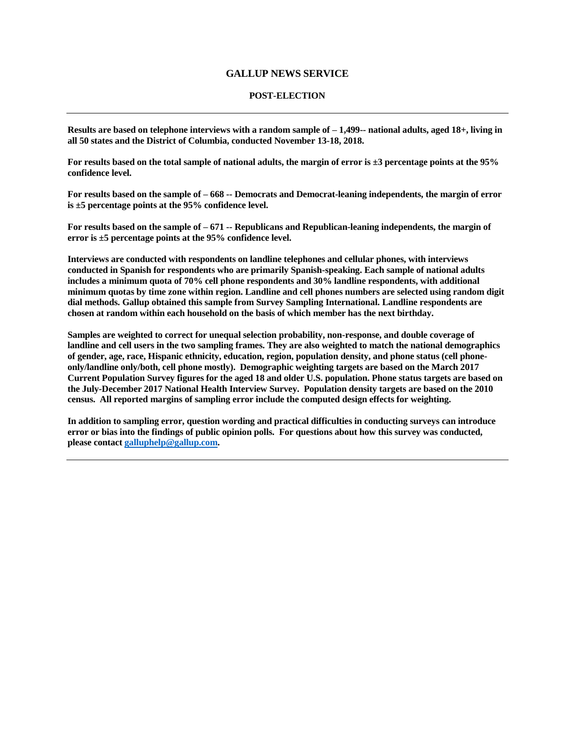# GALLUP NEWS SERVICE

## POST-ELECTION

---

**Results are based on telephone interviews with a random sample of – 1,499-- national adults, aged 18+, living in all 50 states and the District of Columbia, conducted November 13-18, 2018.**

**For results based on the total sample of national adults, the margin of error is ±3 percentage points at the 95% confidence level.**

**For results based on the sample of – 668 -- Democrats and Democrat-leaning independents, the margin of error is ±5 percentage points at the 95% confidence level.**

**For results based on the sample of – 671 -- Republicans and Republican-leaning independents, the margin of error is ±5 percentage points at the 95% confidence level.**

**Interviews are conducted with respondents on landline telephones and cellular phones, with interviews conducted in Spanish for respondents who are primarily Spanish-speaking. Each sample of national adults includes a minimum quota of 70% cell phone respondents and 30% landline respondents, with additional minimum quotas by time zone within region. Landline and cell phones numbers are selected using random digit dial methods. Gallup obtained this sample from Survey Sampling International. Landline respondents are chosen at random within each household on the basis of which member has the next birthday.**

**Samples are weighted to correct for unequal selection probability, non-response, and double coverage of landline and cell users in the two sampling frames. They are also weighted to match the national demographics of gender, age, race, Hispanic ethnicity, education, region, population density, and phone status (cell phone-only/landline only/both, cell phone mostly). Demographic weighting targets are based on the March 2017 Current Population Survey figures for the aged 18 and older U.S. population. Phone status targets are based on the July-December 2017 National Health Interview Survey. Population density targets are based on the 2010 census. All reported margins of sampling error include the computed design effects for weighting.**

**In addition to sampling error, question wording and practical difficulties in conducting surveys can introduce error or bias into the findings of public opinion polls. For questions about how this survey was conducted, please contact [galluphelp@gallup.com](mailto:galluphelp@gallup.com).**

---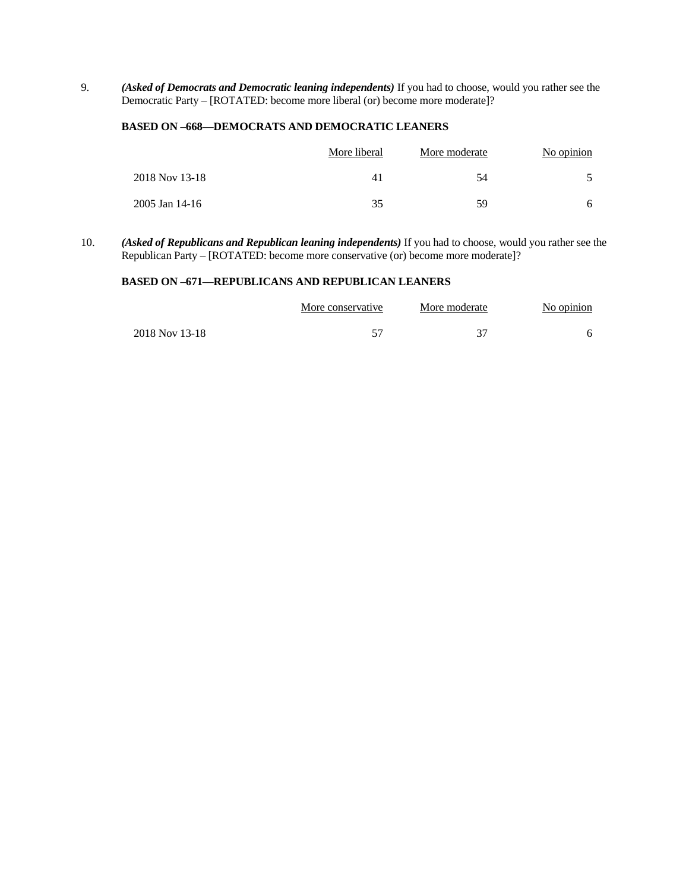9. ***(Asked of Democrats and Democratic leaning independents)*** If you had to choose, would you rather see the Democratic Party – [ROTATED: become more liberal (or) become more moderate]?

**BASED ON –668—DEMOCRATS AND DEMOCRATIC LEANERS**

| | More liberal | More moderate | No opinion |
|---|---|---|---|
| 2018 Nov 13-18 | 41 | 54 | 5 |
| 2005 Jan 14-16 | 35 | 59 | 6 |

10. ***(Asked of Republicans and Republican leaning independents)*** If you had to choose, would you rather see the Republican Party – [ROTATED: become more conservative (or) become more moderate]?

**BASED ON –671—REPUBLICANS AND REPUBLICAN LEANERS**

| | More conservative | More moderate | No opinion |
|---|---|---|---|
| 2018 Nov 13-18 | 57 | 37 | 6 |